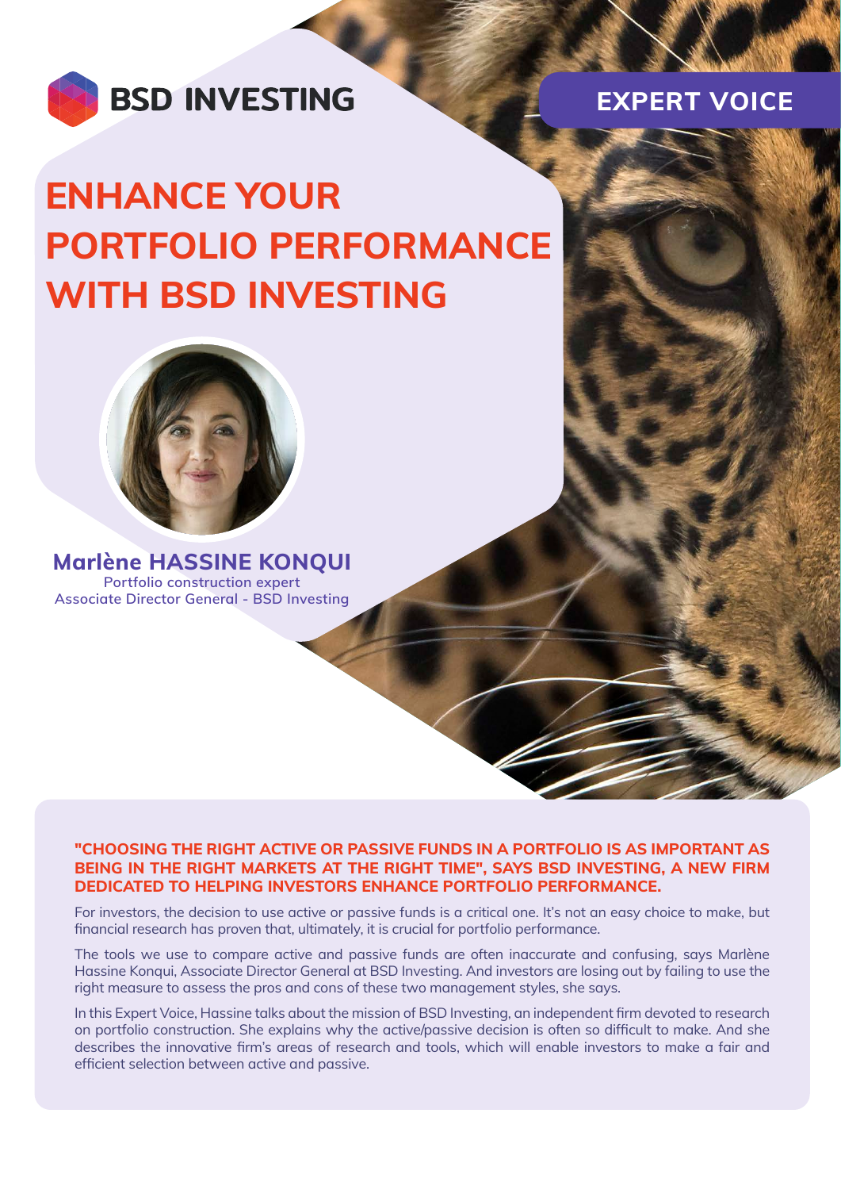BSD INVESTING

EXPERT VOICE

# ENHANCE YOUR PORTFOLIO PERFORMANCE WITH BSD INVESTING

**Marlène HASSINE KONQUI**
Portfolio construction expert
Associate Director General - BSD Investing

**"CHOOSING THE RIGHT ACTIVE OR PASSIVE FUNDS IN A PORTFOLIO IS AS IMPORTANT AS BEING IN THE RIGHT MARKETS AT THE RIGHT TIME", SAYS BSD INVESTING, A NEW FIRM DEDICATED TO HELPING INVESTORS ENHANCE PORTFOLIO PERFORMANCE.**

For investors, the decision to use active or passive funds is a critical one. It's not an easy choice to make, but financial research has proven that, ultimately, it is crucial for portfolio performance.

The tools we use to compare active and passive funds are often inaccurate and confusing, says Marlène Hassine Konqui, Associate Director General at BSD Investing. And investors are losing out by failing to use the right measure to assess the pros and cons of these two management styles, she says.

In this Expert Voice, Hassine talks about the mission of BSD Investing, an independent firm devoted to research on portfolio construction. She explains why the active/passive decision is often so difficult to make. And she describes the innovative firm's areas of research and tools, which will enable investors to make a fair and efficient selection between active and passive.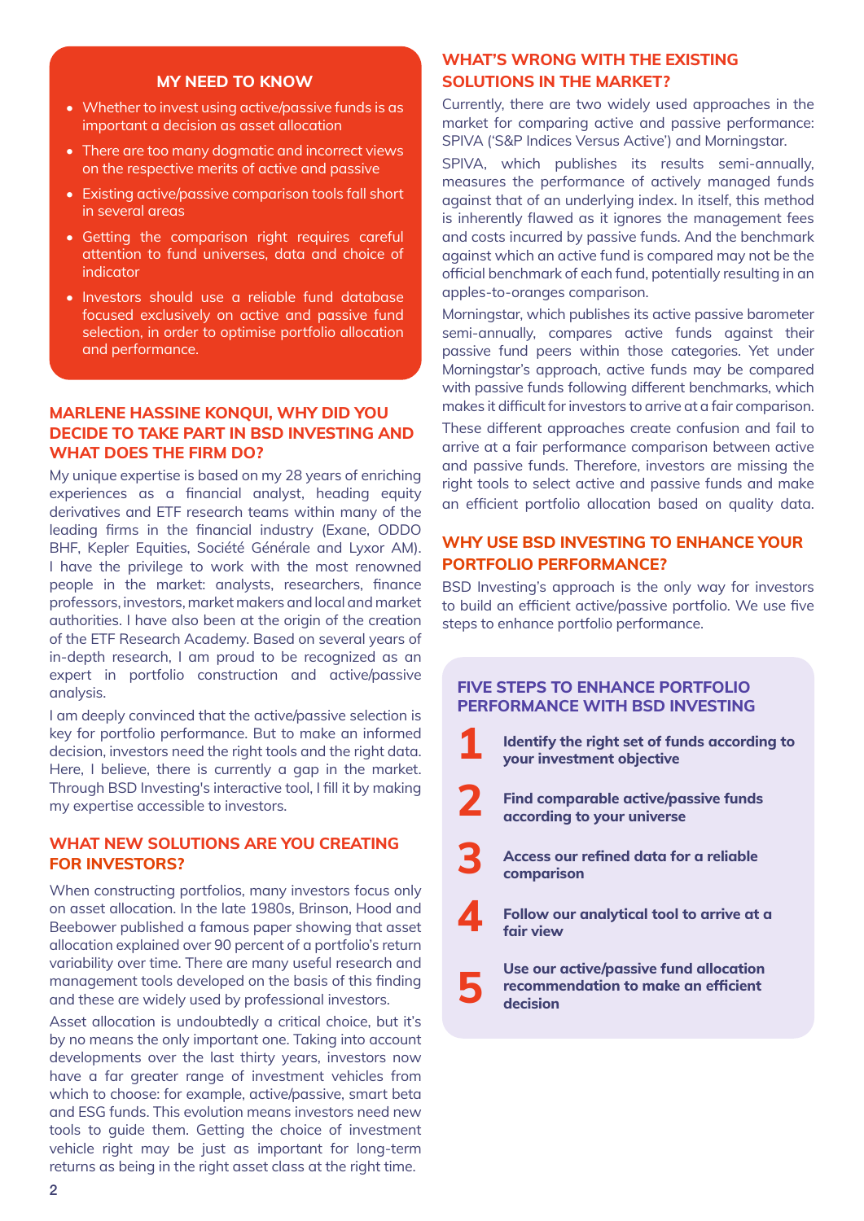## MY NEED TO KNOW

- Whether to invest using active/passive funds is as important a decision as asset allocation
- There are too many dogmatic and incorrect views on the respective merits of active and passive
- Existing active/passive comparison tools fall short in several areas
- Getting the comparison right requires careful attention to fund universes, data and choice of indicator
- Investors should use a reliable fund database focused exclusively on active and passive fund selection, in order to optimise portfolio allocation and performance.

## MARLENE HASSINE KONQUI, WHY DID YOU DECIDE TO TAKE PART IN BSD INVESTING AND WHAT DOES THE FIRM DO?

My unique expertise is based on my 28 years of enriching experiences as a financial analyst, heading equity derivatives and ETF research teams within many of the leading firms in the financial industry (Exane, ODDO BHF, Kepler Equities, Société Générale and Lyxor AM). I have the privilege to work with the most renowned people in the market: analysts, researchers, finance professors, investors, market makers and local and market authorities. I have also been at the origin of the creation of the ETF Research Academy. Based on several years of in-depth research, I am proud to be recognized as an expert in portfolio construction and active/passive analysis.

I am deeply convinced that the active/passive selection is key for portfolio performance. But to make an informed decision, investors need the right tools and the right data. Here, I believe, there is currently a gap in the market. Through BSD Investing's interactive tool, I fill it by making my expertise accessible to investors.

## WHAT NEW SOLUTIONS ARE YOU CREATING FOR INVESTORS?

When constructing portfolios, many investors focus only on asset allocation. In the late 1980s, Brinson, Hood and Beebower published a famous paper showing that asset allocation explained over 90 percent of a portfolio's return variability over time. There are many useful research and management tools developed on the basis of this finding and these are widely used by professional investors.

Asset allocation is undoubtedly a critical choice, but it's by no means the only important one. Taking into account developments over the last thirty years, investors now have a far greater range of investment vehicles from which to choose: for example, active/passive, smart beta and ESG funds. This evolution means investors need new tools to guide them. Getting the choice of investment vehicle right may be just as important for long-term returns as being in the right asset class at the right time.

## WHAT'S WRONG WITH THE EXISTING SOLUTIONS IN THE MARKET?

Currently, there are two widely used approaches in the market for comparing active and passive performance: SPIVA ('S&P Indices Versus Active') and Morningstar.

SPIVA, which publishes its results semi-annually, measures the performance of actively managed funds against that of an underlying index. In itself, this method is inherently flawed as it ignores the management fees and costs incurred by passive funds. And the benchmark against which an active fund is compared may not be the official benchmark of each fund, potentially resulting in an apples-to-oranges comparison.

Morningstar, which publishes its active passive barometer semi-annually, compares active funds against their passive fund peers within those categories. Yet under Morningstar's approach, active funds may be compared with passive funds following different benchmarks, which makes it difficult for investors to arrive at a fair comparison.

These different approaches create confusion and fail to arrive at a fair performance comparison between active and passive funds. Therefore, investors are missing the right tools to select active and passive funds and make an efficient portfolio allocation based on quality data.

## WHY USE BSD INVESTING TO ENHANCE YOUR PORTFOLIO PERFORMANCE?

BSD Investing's approach is the only way for investors to build an efficient active/passive portfolio. We use five steps to enhance portfolio performance.

### FIVE STEPS TO ENHANCE PORTFOLIO PERFORMANCE WITH BSD INVESTING

1. **Identify the right set of funds according to your investment objective**
2. **Find comparable active/passive funds according to your universe**
3. **Access our refined data for a reliable comparison**
4. **Follow our analytical tool to arrive at a fair view**
5. **Use our active/passive fund allocation recommendation to make an efficient decision**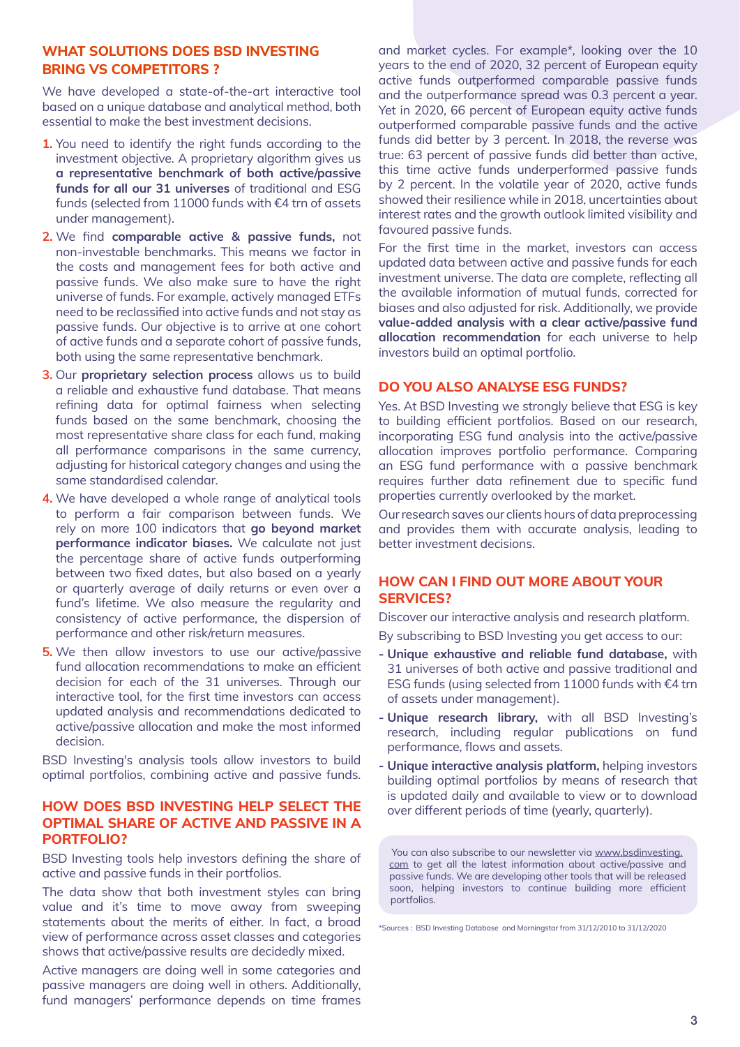## WHAT SOLUTIONS DOES BSD INVESTING BRING VS COMPETITORS ?

We have developed a state-of-the-art interactive tool based on a unique database and analytical method, both essential to make the best investment decisions.

1. You need to identify the right funds according to the investment objective. A proprietary algorithm gives us **a representative benchmark of both active/passive funds for all our 31 universes** of traditional and ESG funds (selected from 11000 funds with €4 trn of assets under management).
2. We find **comparable active & passive funds,** not non-investable benchmarks. This means we factor in the costs and management fees for both active and passive funds. We also make sure to have the right universe of funds. For example, actively managed ETFs need to be reclassified into active funds and not stay as passive funds. Our objective is to arrive at one cohort of active funds and a separate cohort of passive funds, both using the same representative benchmark.
3. Our **proprietary selection process** allows us to build a reliable and exhaustive fund database. That means refining data for optimal fairness when selecting funds based on the same benchmark, choosing the most representative share class for each fund, making all performance comparisons in the same currency, adjusting for historical category changes and using the same standardised calendar.
4. We have developed a whole range of analytical tools to perform a fair comparison between funds. We rely on more 100 indicators that **go beyond market performance indicator biases.** We calculate not just the percentage share of active funds outperforming between two fixed dates, but also based on a yearly or quarterly average of daily returns or even over a fund's lifetime. We also measure the regularity and consistency of active performance, the dispersion of performance and other risk/return measures.
5. We then allow investors to use our active/passive fund allocation recommendations to make an efficient decision for each of the 31 universes. Through our interactive tool, for the first time investors can access updated analysis and recommendations dedicated to active/passive allocation and make the most informed decision.

BSD Investing's analysis tools allow investors to build optimal portfolios, combining active and passive funds.

## HOW DOES BSD INVESTING HELP SELECT THE OPTIMAL SHARE OF ACTIVE AND PASSIVE IN A PORTFOLIO?

BSD Investing tools help investors defining the share of active and passive funds in their portfolios.

The data show that both investment styles can bring value and it's time to move away from sweeping statements about the merits of either. In fact, a broad view of performance across asset classes and categories shows that active/passive results are decidedly mixed.

Active managers are doing well in some categories and passive managers are doing well in others. Additionally, fund managers' performance depends on time frames and market cycles. For example*, looking over the 10 years to the end of 2020, 32 percent of European equity active funds outperformed comparable passive funds and the outperformance spread was 0.3 percent a year. Yet in 2020, 66 percent of European equity active funds outperformed comparable passive funds and the active funds did better by 3 percent. In 2018, the reverse was true: 63 percent of passive funds did better than active, this time active funds underperformed passive funds by 2 percent. In the volatile year of 2020, active funds showed their resilience while in 2018, uncertainties about interest rates and the growth outlook limited visibility and favoured passive funds.

For the first time in the market, investors can access updated data between active and passive funds for each investment universe. The data are complete, reflecting all the available information of mutual funds, corrected for biases and also adjusted for risk. Additionally, we provide **value-added analysis with a clear active/passive fund allocation recommendation** for each universe to help investors build an optimal portfolio.

## DO YOU ALSO ANALYSE ESG FUNDS?

Yes. At BSD Investing we strongly believe that ESG is key to building efficient portfolios. Based on our research, incorporating ESG fund analysis into the active/passive allocation improves portfolio performance. Comparing an ESG fund performance with a passive benchmark requires further data refinement due to specific fund properties currently overlooked by the market.

Our research saves our clients hours of data preprocessing and provides them with accurate analysis, leading to better investment decisions.

## HOW CAN I FIND OUT MORE ABOUT YOUR SERVICES?

Discover our interactive analysis and research platform.

By subscribing to BSD Investing you get access to our:

- **Unique exhaustive and reliable fund database,** with 31 universes of both active and passive traditional and ESG funds (using selected from 11000 funds with €4 trn of assets under management).
- **Unique research library,** with all BSD Investing's research, including regular publications on fund performance, flows and assets.
- **Unique interactive analysis platform,** helping investors building optimal portfolios by means of research that is updated daily and available to view or to download over different periods of time (yearly, quarterly).

You can also subscribe to our newsletter via www.bsdinvesting.com to get all the latest information about active/passive and passive funds. We are developing other tools that will be released soon, helping investors to continue building more efficient portfolios.

*Sources : BSD Investing Database and Morningstar from 31/12/2010 to 31/12/2020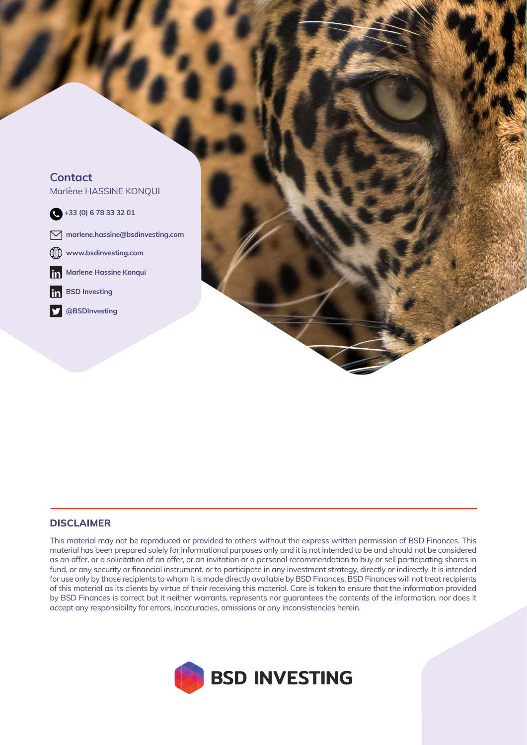## Contact

Marlène HASSINE KONQUI

**+33 (0) 6 78 33 32 01**

**marlene.hassine@bsdinvesting.com**

**www.bsdinvesting.com**

**Marlene Hassine Konqui**

**BSD Investing**

**@BSDInvesting**

## DISCLAIMER

This material may not be reproduced or provided to others without the express written permission of BSD Finances. This material has been prepared solely for informational purposes only and it is not intended to be and should not be considered as an offer, or a solicitation of an offer, or an invitation or a personal recommendation to buy or sell participating shares in fund, or any security or financial instrument, or to participate in any investment strategy, directly or indirectly. It is intended for use only by those recipients to whom it is made directly available by BSD Finances. BSD Finances will not treat recipients of this material as its clients by virtue of their receiving this material. Care is taken to ensure that the information provided by BSD Finances is correct but it neither warrants, represents nor guarantees the contents of the information, nor does it accept any responsibility for errors, inaccuracies, omissions or any inconsistencies herein.

BSD INVESTING